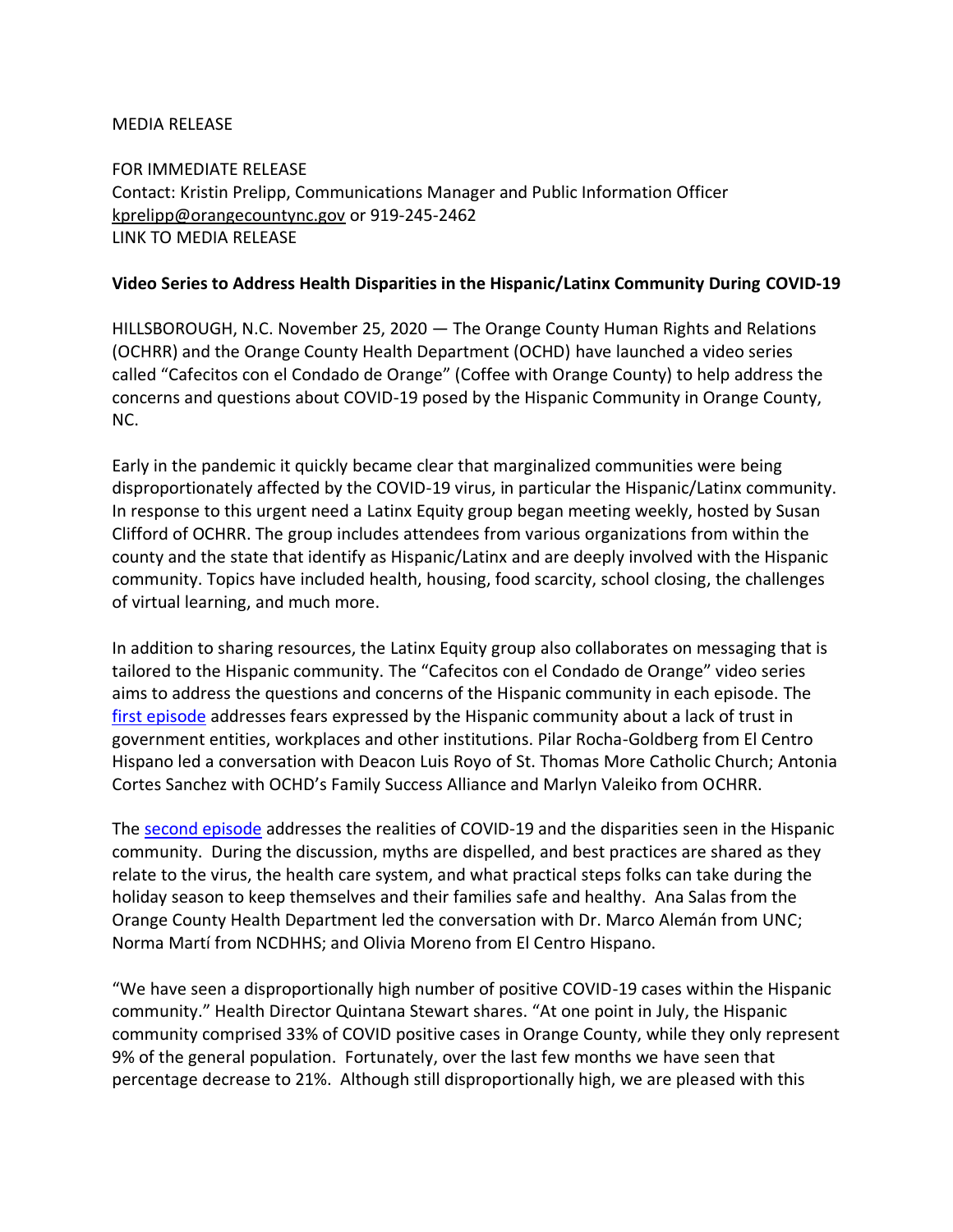MEDIA RELEASE

FOR IMMEDIATE RELEASE
Contact: Kristin Prelipp, Communications Manager and Public Information Officer
kprelipp@orangecountync.gov or 919-245-2462
LINK TO MEDIA RELEASE

**Video Series to Address Health Disparities in the Hispanic/Latinx Community During COVID-19**

HILLSBOROUGH, N.C. November 25, 2020 — The Orange County Human Rights and Relations (OCHRR) and the Orange County Health Department (OCHD) have launched a video series called "Cafecitos con el Condado de Orange" (Coffee with Orange County) to help address the concerns and questions about COVID-19 posed by the Hispanic Community in Orange County, NC.

Early in the pandemic it quickly became clear that marginalized communities were being disproportionately affected by the COVID-19 virus, in particular the Hispanic/Latinx community. In response to this urgent need a Latinx Equity group began meeting weekly, hosted by Susan Clifford of OCHRR. The group includes attendees from various organizations from within the county and the state that identify as Hispanic/Latinx and are deeply involved with the Hispanic community. Topics have included health, housing, food scarcity, school closing, the challenges of virtual learning, and much more.

In addition to sharing resources, the Latinx Equity group also collaborates on messaging that is tailored to the Hispanic community. The "Cafecitos con el Condado de Orange" video series aims to address the questions and concerns of the Hispanic community in each episode. The first episode addresses fears expressed by the Hispanic community about a lack of trust in government entities, workplaces and other institutions. Pilar Rocha-Goldberg from El Centro Hispano led a conversation with Deacon Luis Royo of St. Thomas More Catholic Church; Antonia Cortes Sanchez with OCHD's Family Success Alliance and Marlyn Valeiko from OCHRR.

The second episode addresses the realities of COVID-19 and the disparities seen in the Hispanic community. During the discussion, myths are dispelled, and best practices are shared as they relate to the virus, the health care system, and what practical steps folks can take during the holiday season to keep themselves and their families safe and healthy. Ana Salas from the Orange County Health Department led the conversation with Dr. Marco Alemán from UNC; Norma Martí from NCDHHS; and Olivia Moreno from El Centro Hispano.

"We have seen a disproportionally high number of positive COVID-19 cases within the Hispanic community." Health Director Quintana Stewart shares. "At one point in July, the Hispanic community comprised 33% of COVID positive cases in Orange County, while they only represent 9% of the general population. Fortunately, over the last few months we have seen that percentage decrease to 21%. Although still disproportionally high, we are pleased with this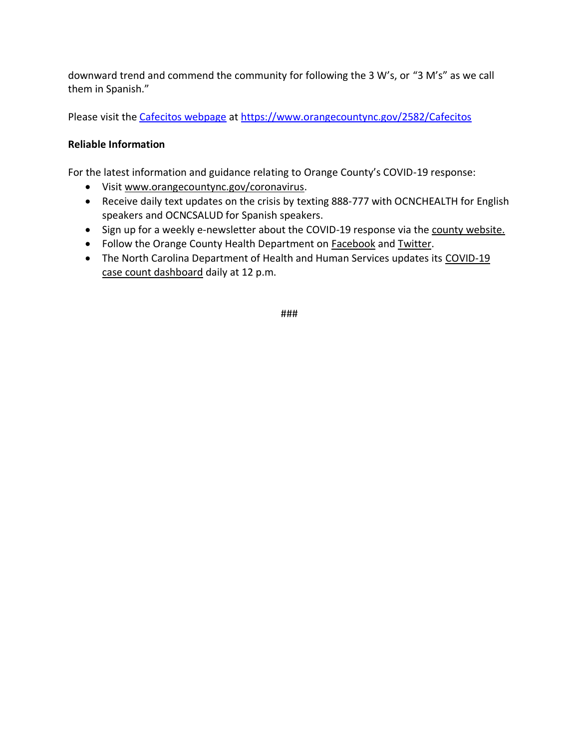downward trend and commend the community for following the 3 W's, or "3 M's" as we call them in Spanish."

Please visit the [Cafecitos webpage](https://www.orangecountync.gov/2582/Cafecitos) at https://www.orangecountync.gov/2582/Cafecitos

**Reliable Information**

For the latest information and guidance relating to Orange County's COVID-19 response:

- Visit www.orangecountync.gov/coronavirus.
- Receive daily text updates on the crisis by texting 888-777 with OCNCHEALTH for English speakers and OCNCSALUD for Spanish speakers.
- Sign up for a weekly e-newsletter about the COVID-19 response via the county website.
- Follow the Orange County Health Department on Facebook and Twitter.
- The North Carolina Department of Health and Human Services updates its COVID-19 case count dashboard daily at 12 p.m.

###